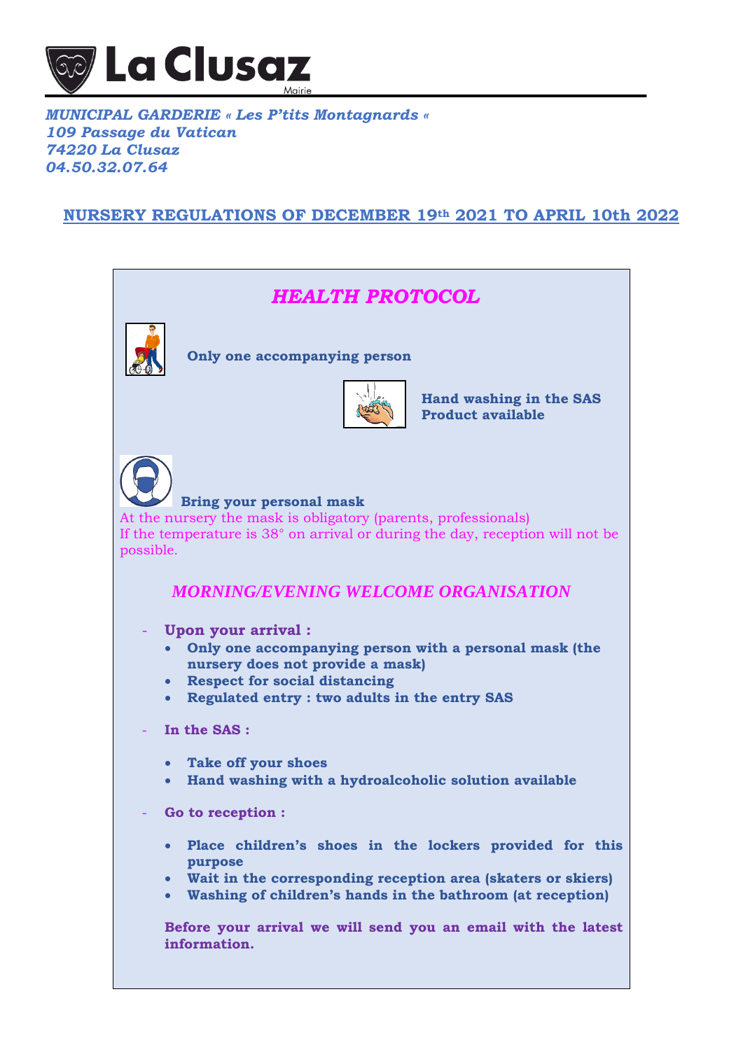La Clusaz
Mairie

*MUNICIPAL GARDERIE « Les P'tits Montagnards «*
*109 Passage du Vatican*
*74220 La Clusaz*
*04.50.32.07.64*

# NURSERY REGULATIONS OF DECEMBER 19th 2021 TO APRIL 10th 2022

## *HEALTH PROTOCOL*

**Only one accompanying person**

**Hand washing in the SAS**
**Product available**

**Bring your personal mask**

At the nursery the mask is obligatory (parents, professionals)
If the temperature is 38° on arrival or during the day, reception will not be possible.

## *MORNING/EVENING WELCOME ORGANISATION*

- **Upon your arrival :**
  - **Only one accompanying person with a personal mask (the nursery does not provide a mask)**
  - **Respect for social distancing**
  - **Regulated entry : two adults in the entry SAS**
- **In the SAS :**
  - **Take off your shoes**
  - **Hand washing with a hydroalcoholic solution available**
- **Go to reception :**
  - **Place children's shoes in the lockers provided for this purpose**
  - **Wait in the corresponding reception area (skaters or skiers)**
  - **Washing of children's hands in the bathroom (at reception)**

**Before your arrival we will send you an email with the latest information.**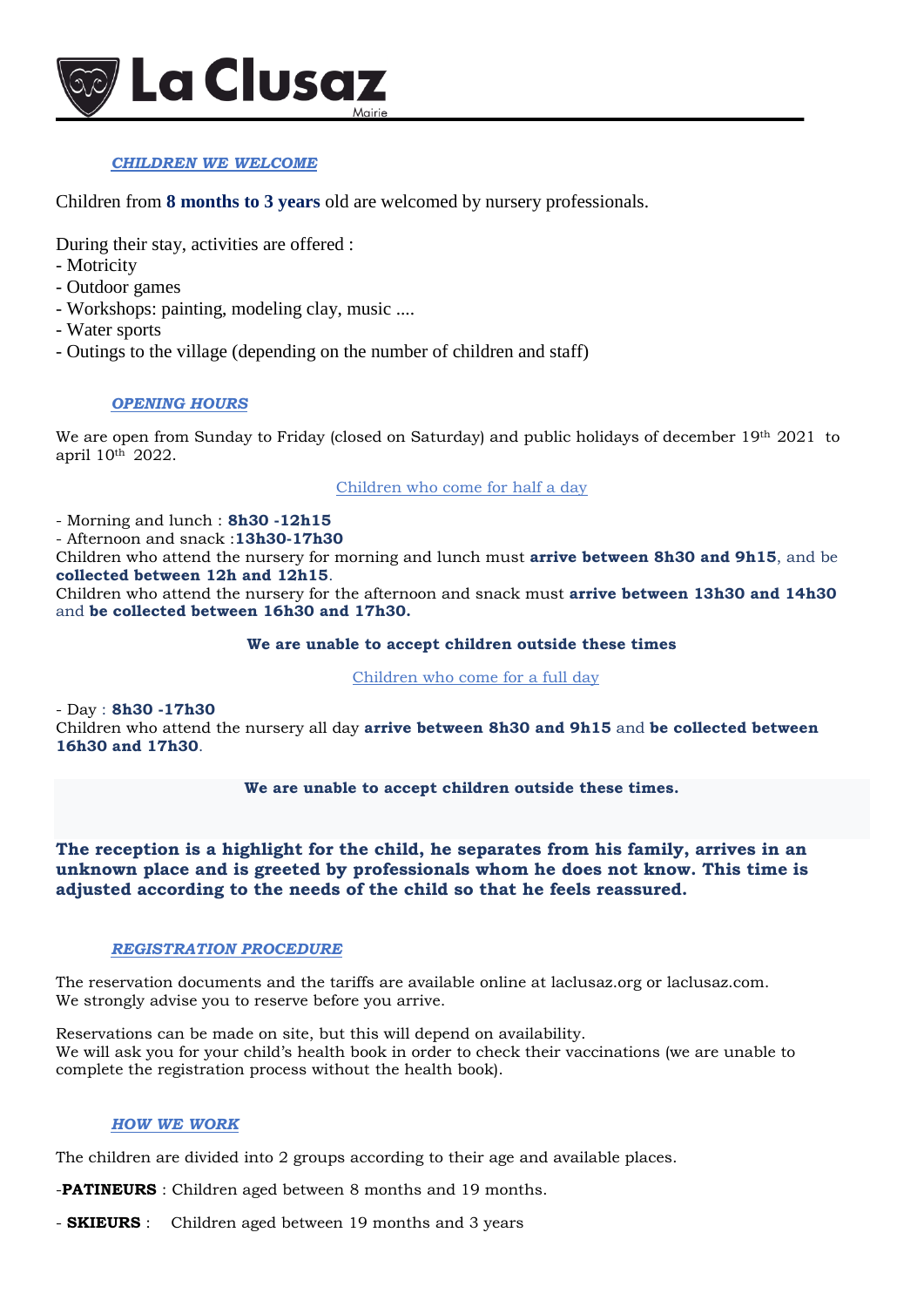## ***CHILDREN WE WELCOME***

Children from **8 months to 3 years** old are welcomed by nursery professionals.

During their stay, activities are offered :

- Motricity
- Outdoor games
- Workshops: painting, modeling clay, music ....
- Water sports
- Outings to the village (depending on the number of children and staff)

## ***OPENING HOURS***

We are open from Sunday to Friday (closed on Saturday) and public holidays of december 19th 2021 to april 10th 2022.

### Children who come for half a day

- Morning and lunch : **8h30 -12h15**
- Afternoon and snack :**13h30-17h30**

Children who attend the nursery for morning and lunch must **arrive between 8h30 and 9h15**, and be **collected between 12h and 12h15**.

Children who attend the nursery for the afternoon and snack must **arrive between 13h30 and 14h30** and **be collected between 16h30 and 17h30.**

**We are unable to accept children outside these times**

### Children who come for a full day

- Day : **8h30 -17h30**

Children who attend the nursery all day **arrive between 8h30 and 9h15** and **be collected between 16h30 and 17h30**.

**We are unable to accept children outside these times.**

**The reception is a highlight for the child, he separates from his family, arrives in an unknown place and is greeted by professionals whom he does not know. This time is adjusted according to the needs of the child so that he feels reassured.**

## ***REGISTRATION PROCEDURE***

The reservation documents and the tariffs are available online at laclusaz.org or laclusaz.com.
We strongly advise you to reserve before you arrive.

Reservations can be made on site, but this will depend on availability.
We will ask you for your child's health book in order to check their vaccinations (we are unable to complete the registration process without the health book).

## ***HOW WE WORK***

The children are divided into 2 groups according to their age and available places.

-**PATINEURS** : Children aged between 8 months and 19 months.

- **SKIEURS** : Children aged between 19 months and 3 years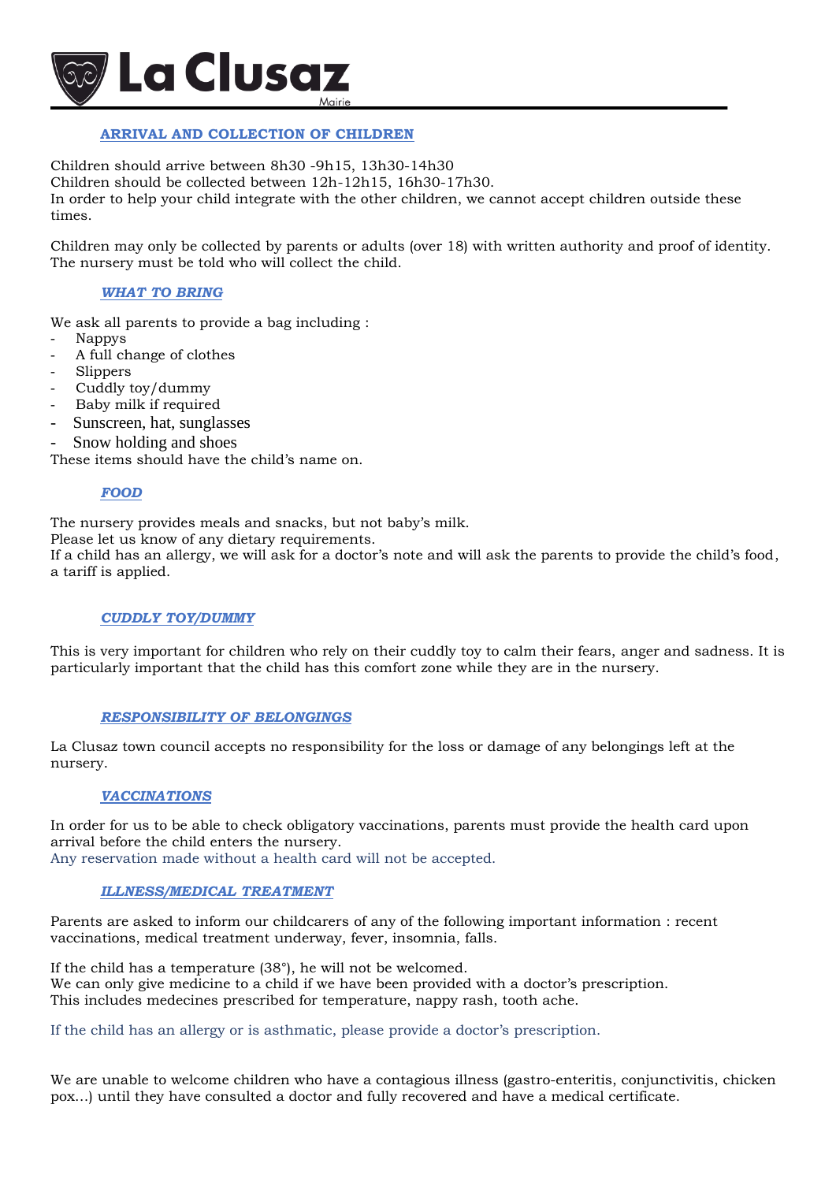## ARRIVAL AND COLLECTION OF CHILDREN

Children should arrive between 8h30 -9h15, 13h30-14h30
Children should be collected between 12h-12h15, 16h30-17h30.
In order to help your child integrate with the other children, we cannot accept children outside these times.

Children may only be collected by parents or adults (over 18) with written authority and proof of identity. The nursery must be told who will collect the child.

## *WHAT TO BRING*

We ask all parents to provide a bag including :

- Nappys
- A full change of clothes
- Slippers
- Cuddly toy/dummy
- Baby milk if required
- Sunscreen, hat, sunglasses
- Snow holding and shoes

These items should have the child's name on.

## *FOOD*

The nursery provides meals and snacks, but not baby's milk.
Please let us know of any dietary requirements.
If a child has an allergy, we will ask for a doctor's note and will ask the parents to provide the child's food, a tariff is applied.

## *CUDDLY TOY/DUMMY*

This is very important for children who rely on their cuddly toy to calm their fears, anger and sadness. It is particularly important that the child has this comfort zone while they are in the nursery.

## *RESPONSIBILITY OF BELONGINGS*

La Clusaz town council accepts no responsibility for the loss or damage of any belongings left at the nursery.

## *VACCINATIONS*

In order for us to be able to check obligatory vaccinations, parents must provide the health card upon arrival before the child enters the nursery.
Any reservation made without a health card will not be accepted.

## *ILLNESS/MEDICAL TREATMENT*

Parents are asked to inform our childcarers of any of the following important information : recent vaccinations, medical treatment underway, fever, insomnia, falls.

If the child has a temperature (38°), he will not be welcomed.
We can only give medicine to a child if we have been provided with a doctor's prescription.
This includes medecines prescribed for temperature, nappy rash, tooth ache.

If the child has an allergy or is asthmatic, please provide a doctor's prescription.

We are unable to welcome children who have a contagious illness (gastro-enteritis, conjunctivitis, chicken pox…) until they have consulted a doctor and fully recovered and have a medical certificate.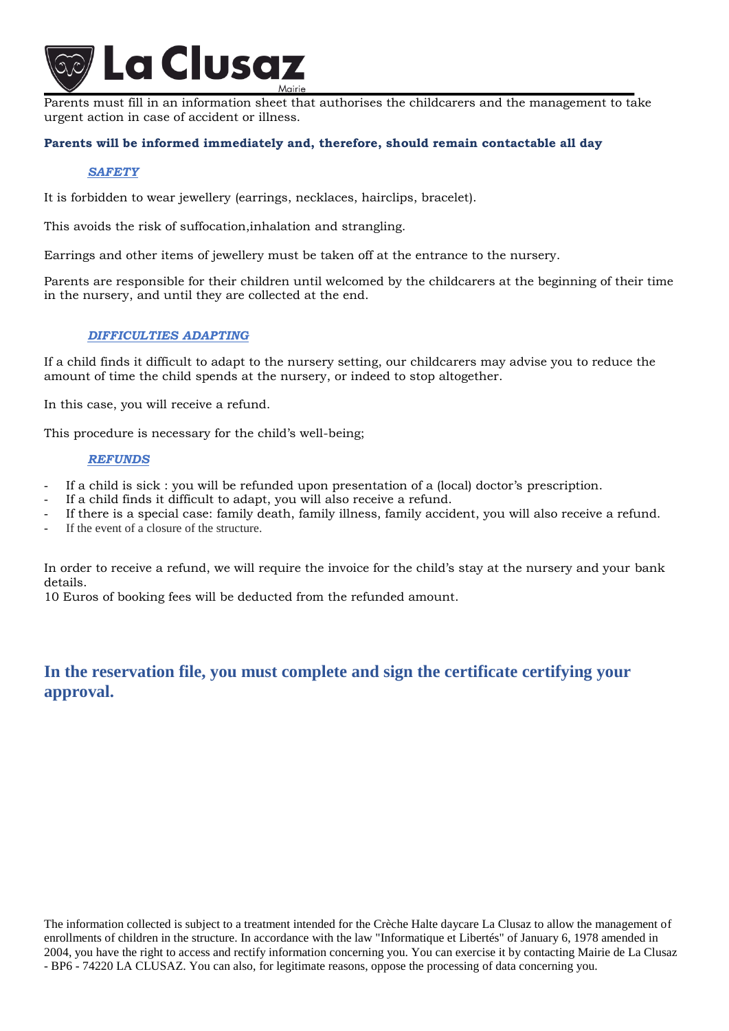Parents must fill in an information sheet that authorises the childcarers and the management to take urgent action in case of accident or illness.

**Parents will be informed immediately and, therefore, should remain contactable all day**

### *SAFETY*

It is forbidden to wear jewellery (earrings, necklaces, hairclips, bracelet).

This avoids the risk of suffocation,inhalation and strangling.

Earrings and other items of jewellery must be taken off at the entrance to the nursery.

Parents are responsible for their children until welcomed by the childcarers at the beginning of their time in the nursery, and until they are collected at the end.

### *DIFFICULTIES ADAPTING*

If a child finds it difficult to adapt to the nursery setting, our childcarers may advise you to reduce the amount of time the child spends at the nursery, or indeed to stop altogether.

In this case, you will receive a refund.

This procedure is necessary for the child's well-being;

### *REFUNDS*

- If a child is sick : you will be refunded upon presentation of a (local) doctor's prescription.
- If a child finds it difficult to adapt, you will also receive a refund.
- If there is a special case: family death, family illness, family accident, you will also receive a refund.
- If the event of a closure of the structure.

In order to receive a refund, we will require the invoice for the child's stay at the nursery and your bank details.
10 Euros of booking fees will be deducted from the refunded amount.

## In the reservation file, you must complete and sign the certificate certifying your approval.

The information collected is subject to a treatment intended for the Crèche Halte daycare La Clusaz to allow the management of enrollments of children in the structure. In accordance with the law "Informatique et Libertés" of January 6, 1978 amended in 2004, you have the right to access and rectify information concerning you. You can exercise it by contacting Mairie de La Clusaz - BP6 - 74220 LA CLUSAZ. You can also, for legitimate reasons, oppose the processing of data concerning you.